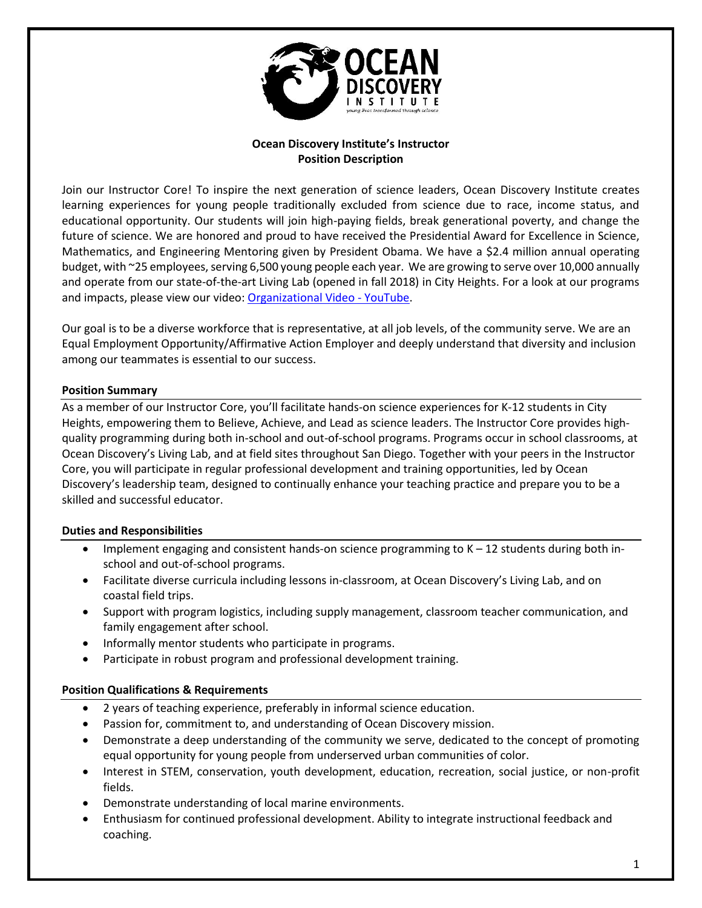**Ocean Discovery Institute's Instructor**
**Position Description**

Join our Instructor Core! To inspire the next generation of science leaders, Ocean Discovery Institute creates learning experiences for young people traditionally excluded from science due to race, income status, and educational opportunity. Our students will join high-paying fields, break generational poverty, and change the future of science. We are honored and proud to have received the Presidential Award for Excellence in Science, Mathematics, and Engineering Mentoring given by President Obama. We have a $2.4 million annual operating budget, with ~25 employees, serving 6,500 young people each year. We are growing to serve over 10,000 annually and operate from our state-of-the-art Living Lab (opened in fall 2018) in City Heights. For a look at our programs and impacts, please view our video: Organizational Video - YouTube.

Our goal is to be a diverse workforce that is representative, at all job levels, of the community serve. We are an Equal Employment Opportunity/Affirmative Action Employer and deeply understand that diversity and inclusion among our teammates is essential to our success.

## Position Summary

As a member of our Instructor Core, you'll facilitate hands-on science experiences for K-12 students in City Heights, empowering them to Believe, Achieve, and Lead as science leaders. The Instructor Core provides high-quality programming during both in-school and out-of-school programs. Programs occur in school classrooms, at Ocean Discovery's Living Lab, and at field sites throughout San Diego. Together with your peers in the Instructor Core, you will participate in regular professional development and training opportunities, led by Ocean Discovery's leadership team, designed to continually enhance your teaching practice and prepare you to be a skilled and successful educator.

## Duties and Responsibilities

- Implement engaging and consistent hands-on science programming to K – 12 students during both in-school and out-of-school programs.
- Facilitate diverse curricula including lessons in-classroom, at Ocean Discovery's Living Lab, and on coastal field trips.
- Support with program logistics, including supply management, classroom teacher communication, and family engagement after school.
- Informally mentor students who participate in programs.
- Participate in robust program and professional development training.

## Position Qualifications & Requirements

- 2 years of teaching experience, preferably in informal science education.
- Passion for, commitment to, and understanding of Ocean Discovery mission.
- Demonstrate a deep understanding of the community we serve, dedicated to the concept of promoting equal opportunity for young people from underserved urban communities of color.
- Interest in STEM, conservation, youth development, education, recreation, social justice, or non-profit fields.
- Demonstrate understanding of local marine environments.
- Enthusiasm for continued professional development. Ability to integrate instructional feedback and coaching.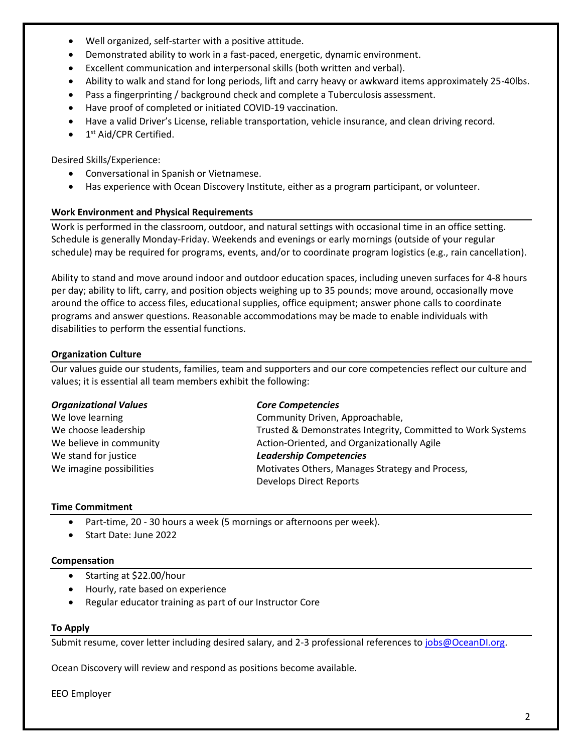- Well organized, self-starter with a positive attitude.
- Demonstrated ability to work in a fast-paced, energetic, dynamic environment.
- Excellent communication and interpersonal skills (both written and verbal).
- Ability to walk and stand for long periods, lift and carry heavy or awkward items approximately 25-40lbs.
- Pass a fingerprinting / background check and complete a Tuberculosis assessment.
- Have proof of completed or initiated COVID-19 vaccination.
- Have a valid Driver's License, reliable transportation, vehicle insurance, and clean driving record.
- 1st Aid/CPR Certified.

Desired Skills/Experience:
- Conversational in Spanish or Vietnamese.
- Has experience with Ocean Discovery Institute, either as a program participant, or volunteer.

## Work Environment and Physical Requirements

Work is performed in the classroom, outdoor, and natural settings with occasional time in an office setting. Schedule is generally Monday-Friday. Weekends and evenings or early mornings (outside of your regular schedule) may be required for programs, events, and/or to coordinate program logistics (e.g., rain cancellation).

Ability to stand and move around indoor and outdoor education spaces, including uneven surfaces for 4-8 hours per day; ability to lift, carry, and position objects weighing up to 35 pounds; move around, occasionally move around the office to access files, educational supplies, office equipment; answer phone calls to coordinate programs and answer questions. Reasonable accommodations may be made to enable individuals with disabilities to perform the essential functions.

## Organization Culture

Our values guide our students, families, team and supporters and our core competencies reflect our culture and values; it is essential all team members exhibit the following:

***Organizational Values***

We love learning
We choose leadership
We believe in community
We stand for justice
We imagine possibilities

***Core Competencies***

Community Driven, Approachable,
Trusted & Demonstrates Integrity, Committed to Work Systems
Action-Oriented, and Organizationally Agile

***Leadership Competencies***

Motivates Others, Manages Strategy and Process,
Develops Direct Reports

## Time Commitment

- Part-time, 20 - 30 hours a week (5 mornings or afternoons per week).
- Start Date: June 2022

## Compensation

- Starting at $22.00/hour
- Hourly, rate based on experience
- Regular educator training as part of our Instructor Core

## To Apply

Submit resume, cover letter including desired salary, and 2-3 professional references to jobs@OceanDI.org.

Ocean Discovery will review and respond as positions become available.

EEO Employer